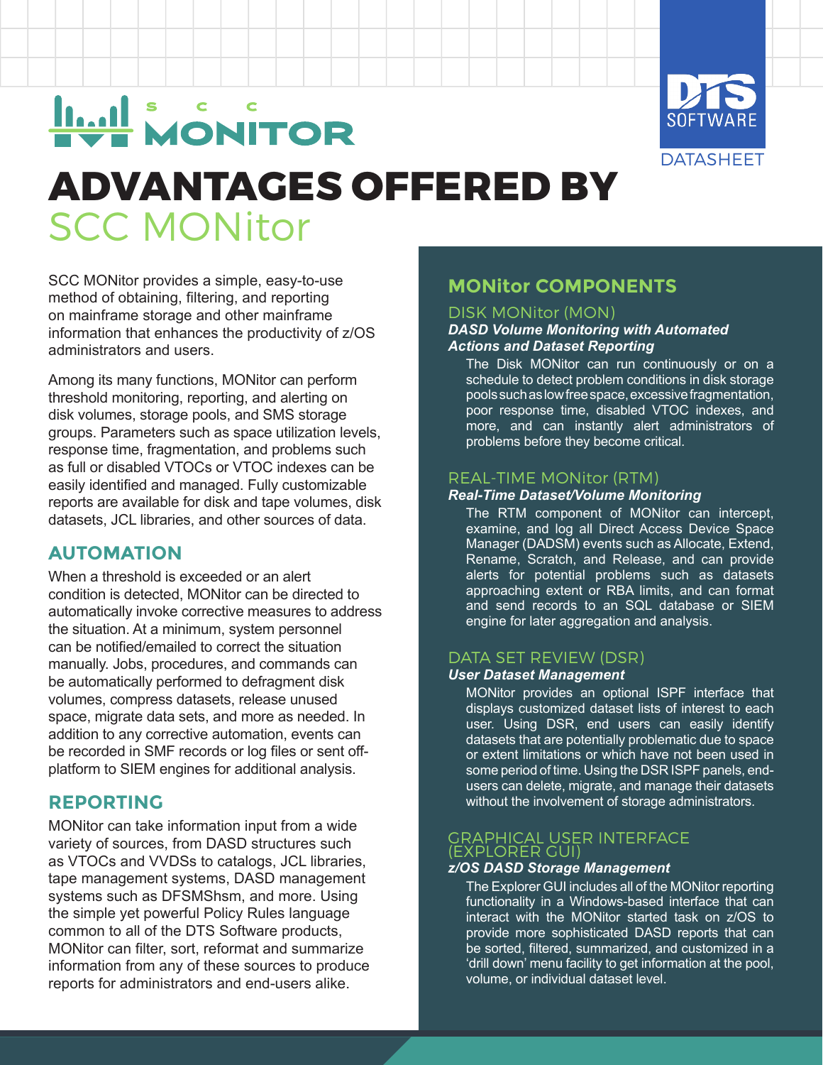SCC MONITOR

DTS SOFTWARE

DATASHEET

# ADVANTAGES OFFERED BY SCC MONitor

SCC MONitor provides a simple, easy-to-use method of obtaining, filtering, and reporting on mainframe storage and other mainframe information that enhances the productivity of z/OS administrators and users.

Among its many functions, MONitor can perform threshold monitoring, reporting, and alerting on disk volumes, storage pools, and SMS storage groups. Parameters such as space utilization levels, response time, fragmentation, and problems such as full or disabled VTOCs or VTOC indexes can be easily identified and managed. Fully customizable reports are available for disk and tape volumes, disk datasets, JCL libraries, and other sources of data.

## AUTOMATION

When a threshold is exceeded or an alert condition is detected, MONitor can be directed to automatically invoke corrective measures to address the situation. At a minimum, system personnel can be notified/emailed to correct the situation manually. Jobs, procedures, and commands can be automatically performed to defragment disk volumes, compress datasets, release unused space, migrate data sets, and more as needed. In addition to any corrective automation, events can be recorded in SMF records or log files or sent off-platform to SIEM engines for additional analysis.

## REPORTING

MONitor can take information input from a wide variety of sources, from DASD structures such as VTOCs and VVDSs to catalogs, JCL libraries, tape management systems, DASD management systems such as DFSMShsm, and more. Using the simple yet powerful Policy Rules language common to all of the DTS Software products, MONitor can filter, sort, reformat and summarize information from any of these sources to produce reports for administrators and end-users alike.

## MONitor COMPONENTS

### DISK MONitor (MON)

***DASD Volume Monitoring with Automated Actions and Dataset Reporting***

The Disk MONitor can run continuously or on a schedule to detect problem conditions in disk storage pools such as low free space, excessive fragmentation, poor response time, disabled VTOC indexes, and more, and can instantly alert administrators of problems before they become critical.

### REAL-TIME MONitor (RTM)

***Real-Time Dataset/Volume Monitoring***

The RTM component of MONitor can intercept, examine, and log all Direct Access Device Space Manager (DADSM) events such as Allocate, Extend, Rename, Scratch, and Release, and can provide alerts for potential problems such as datasets approaching extent or RBA limits, and can format and send records to an SQL database or SIEM engine for later aggregation and analysis.

### DATA SET REVIEW (DSR)

***User Dataset Management***

MONitor provides an optional ISPF interface that displays customized dataset lists of interest to each user. Using DSR, end users can easily identify datasets that are potentially problematic due to space or extent limitations or which have not been used in some period of time. Using the DSR ISPF panels, end-users can delete, migrate, and manage their datasets without the involvement of storage administrators.

### GRAPHICAL USER INTERFACE (EXPLORER GUI)

***z/OS DASD Storage Management***

The Explorer GUI includes all of the MONitor reporting functionality in a Windows-based interface that can interact with the MONitor started task on z/OS to provide more sophisticated DASD reports that can be sorted, filtered, summarized, and customized in a 'drill down' menu facility to get information at the pool, volume, or individual dataset level.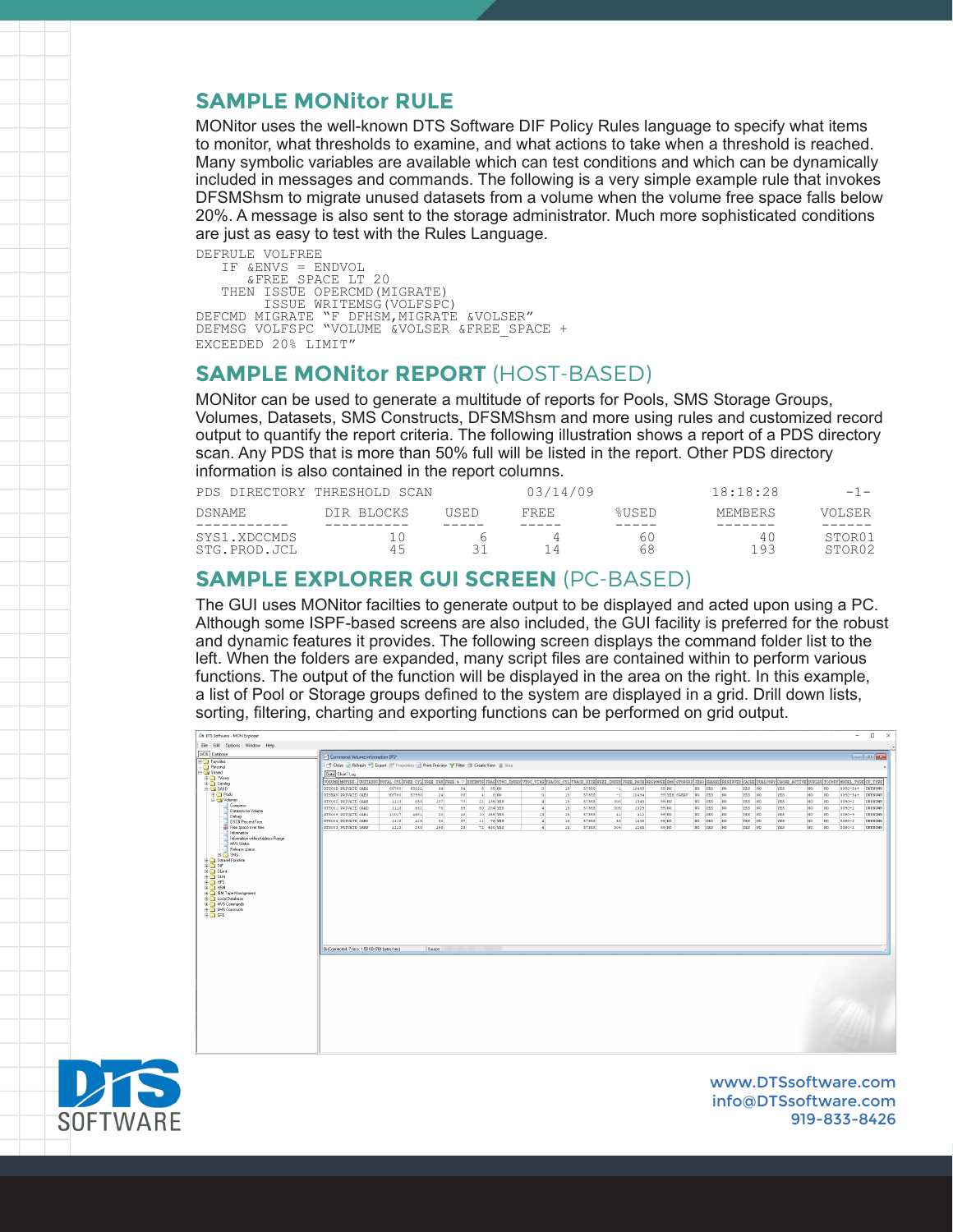## SAMPLE MONitor RULE

MONitor uses the well-known DTS Software DIF Policy Rules language to specify what items to monitor, what thresholds to examine, and what actions to take when a threshold is reached. Many symbolic variables are available which can test conditions and which can be dynamically included in messages and commands. The following is a very simple example rule that invokes DFSMShsm to migrate unused datasets from a volume when the volume free space falls below 20%. A message is also sent to the storage administrator. Much more sophisticated conditions are just as easy to test with the Rules Language.

```
DEFRULE VOLFREE
   IF &ENVS = ENDVOL
      &FREE_SPACE LT 20
   THEN ISSUE OPERCMD(MIGRATE)
        ISSUE WRITEMSG(VOLFSPC)
DEFCMD MIGRATE "F DFHSM,MIGRATE &VOLSER"
DEFMSG VOLFSPC "VOLUME &VOLSER &FREE_SPACE +
EXCEEDED 20% LIMIT"
```

## SAMPLE MONitor REPORT (HOST-BASED)

MONitor can be used to generate a multitude of reports for Pools, SMS Storage Groups, Volumes, Datasets, SMS Constructs, DFSMShsm and more using rules and customized record output to quantify the report criteria. The following illustration shows a report of a PDS directory scan. Any PDS that is more than 50% full will be listed in the report. Other PDS directory information is also contained in the report columns.

```
PDS DIRECTORY THRESHOLD SCAN            03/14/09                 18:18:28        -1-

DSNAME          DIR BLOCKS      USED      FREE      %USED       MEMBERS         VOLSER
-----------     ----------      -----     -----     -----       -------         ------
SYS1.XDCCMDS            10          6         4        60            40         STOR01
STG.PROD.JCL            45         31        14        68           193         STOR02
```

## SAMPLE EXPLORER GUI SCREEN (PC-BASED)

The GUI uses MONitor facilties to generate output to be displayed and acted upon using a PC. Although some ISPF-based screens are also included, the GUI facility is preferred for the robust and dynamic features it provides. The following screen displays the command folder list to the left. When the folders are expanded, many script files are contained within to perform various functions. The output of the function will be displayed in the area on the right. In this example, a list of Pool or Storage groups defined to the system are displayed in a grid. Drill down lists, sorting, filtering, charting and exporting functions can be performed on grid output.

www.DTSsoftware.com
info@DTSsoftware.com
919-833-8426